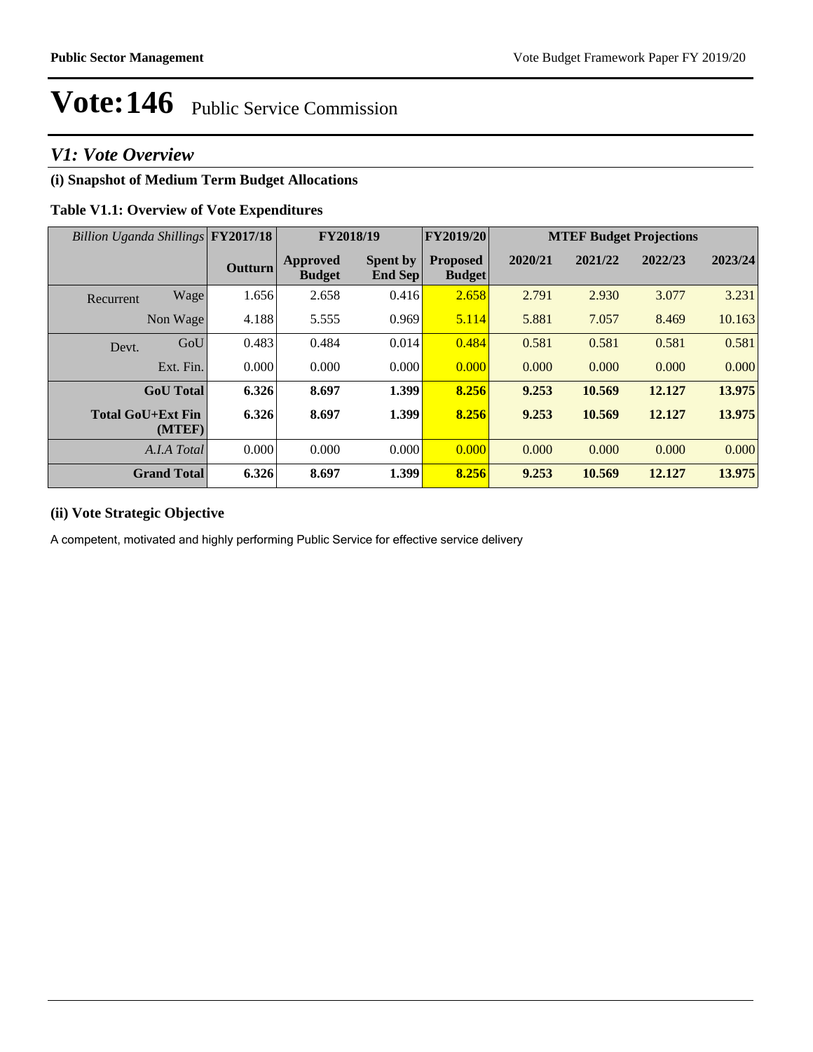# Vote:146 Public Service Commission

## V1: Vote Overview

### (i) Snapshot of Medium Term Budget Allocations

**Table V1.1: Overview of Vote Expenditures**

| *Billion Uganda Shillings* | | FY2017/18 | FY2018/19 | | FY2019/20 | MTEF Budget Projections | | | |
|---|---|---|---|---|---|---|---|---|---|
| | | **Outturn** | **Approved Budget** | **Spent by End Sep** | **Proposed Budget** | **2020/21** | **2021/22** | **2022/23** | **2023/24** |
| Recurrent | Wage | 1.656 | 2.658 | 0.416 | 2.658 | 2.791 | 2.930 | 3.077 | 3.231 |
| | Non Wage | 4.188 | 5.555 | 0.969 | 5.114 | 5.881 | 7.057 | 8.469 | 10.163 |
| Devt. | GoU | 0.483 | 0.484 | 0.014 | 0.484 | 0.581 | 0.581 | 0.581 | 0.581 |
| | Ext. Fin. | 0.000 | 0.000 | 0.000 | 0.000 | 0.000 | 0.000 | 0.000 | 0.000 |
| | **GoU Total** | **6.326** | **8.697** | **1.399** | **8.256** | **9.253** | **10.569** | **12.127** | **13.975** |
| | **Total GoU+Ext Fin (MTEF)** | **6.326** | **8.697** | **1.399** | **8.256** | **9.253** | **10.569** | **12.127** | **13.975** |
| | *A.I.A Total* | 0.000 | 0.000 | 0.000 | 0.000 | 0.000 | 0.000 | 0.000 | 0.000 |
| | **Grand Total** | **6.326** | **8.697** | **1.399** | **8.256** | **9.253** | **10.569** | **12.127** | **13.975** |

### (ii) Vote Strategic Objective

A competent, motivated and highly performing Public Service for effective service delivery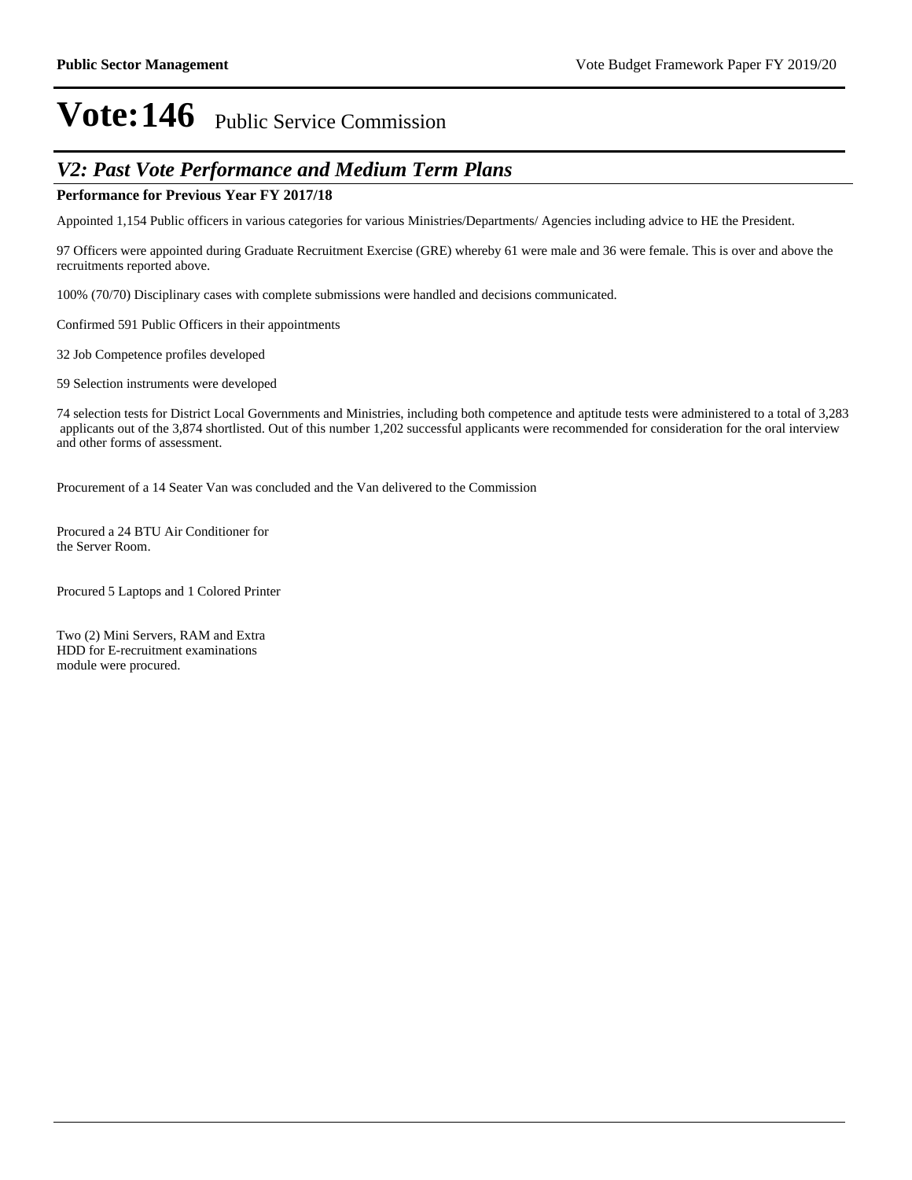# Vote:146 Public Service Commission

## *V2: Past Vote Performance and Medium Term Plans*

**Performance for Previous Year FY 2017/18**

Appointed 1,154 Public officers in various categories for various Ministries/Departments/ Agencies including advice to HE the President.

97 Officers were appointed during Graduate Recruitment Exercise (GRE) whereby 61 were male and 36 were female. This is over and above the recruitments reported above.

100% (70/70) Disciplinary cases with complete submissions were handled and decisions communicated.

Confirmed 591 Public Officers in their appointments

32 Job Competence profiles developed

59 Selection instruments were developed

74 selection tests for District Local Governments and Ministries, including both competence and aptitude tests were administered to a total of 3,283 applicants out of the 3,874 shortlisted. Out of this number 1,202 successful applicants were recommended for consideration for the oral interview and other forms of assessment.

Procurement of a 14 Seater Van was concluded and the Van delivered to the Commission

Procured a 24 BTU Air Conditioner for the Server Room.

Procured 5 Laptops and 1 Colored Printer

Two (2) Mini Servers, RAM and Extra HDD for E-recruitment examinations module were procured.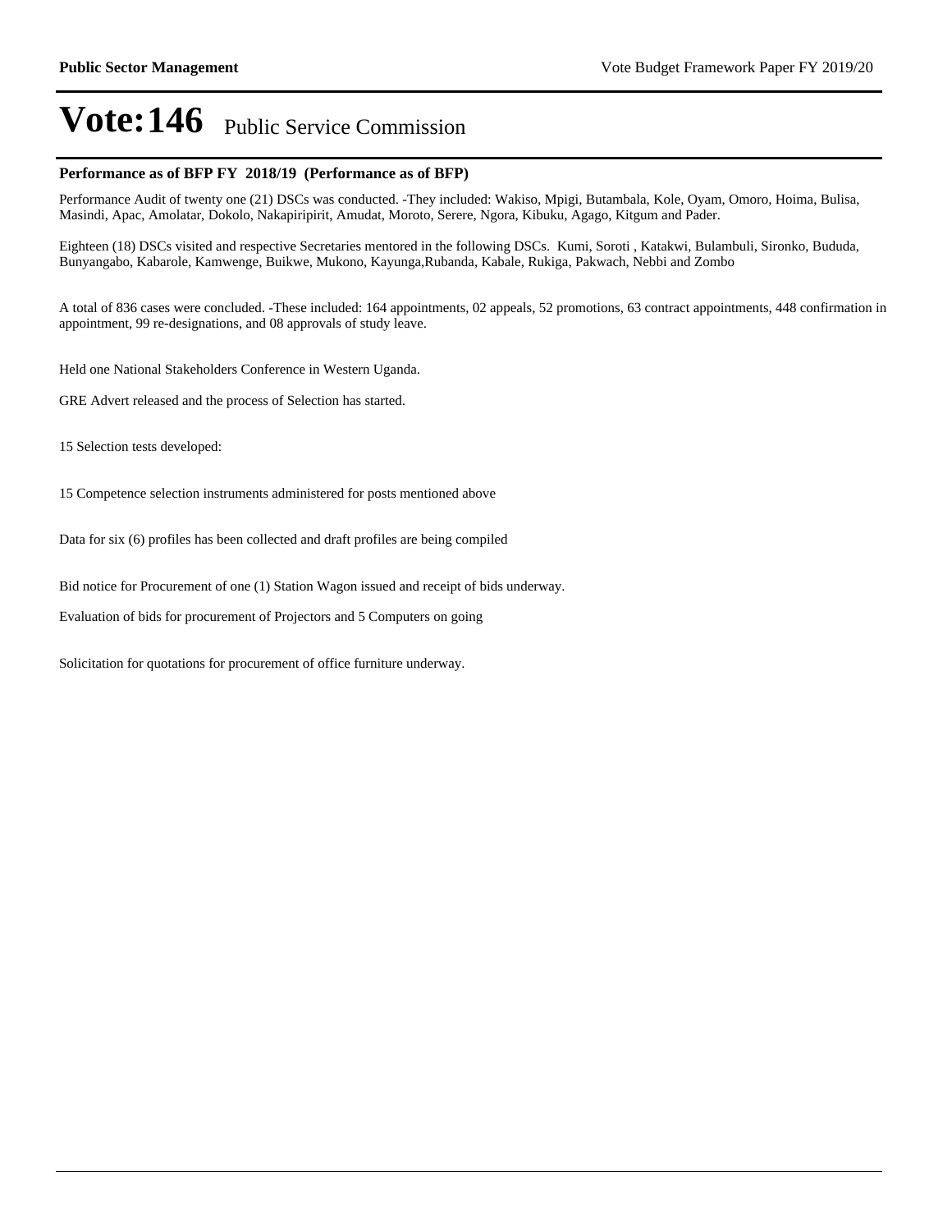# Vote:146 Public Service Commission

**Performance as of BFP FY 2018/19 (Performance as of BFP)**

Performance Audit of twenty one (21) DSCs was conducted. -They included: Wakiso, Mpigi, Butambala, Kole, Oyam, Omoro, Hoima, Bulisa, Masindi, Apac, Amolatar, Dokolo, Nakapiripirit, Amudat, Moroto, Serere, Ngora, Kibuku, Agago, Kitgum and Pader.

Eighteen (18) DSCs visited and respective Secretaries mentored in the following DSCs. Kumi, Soroti , Katakwi, Bulambuli, Sironko, Bududa, Bunyangabo, Kabarole, Kamwenge, Buikwe, Mukono, Kayunga,Rubanda, Kabale, Rukiga, Pakwach, Nebbi and Zombo

A total of 836 cases were concluded. -These included: 164 appointments, 02 appeals, 52 promotions, 63 contract appointments, 448 confirmation in appointment, 99 re-designations, and 08 approvals of study leave.

Held one National Stakeholders Conference in Western Uganda.

GRE Advert released and the process of Selection has started.

15 Selection tests developed:

15 Competence selection instruments administered for posts mentioned above

Data for six (6) profiles has been collected and draft profiles are being compiled

Bid notice for Procurement of one (1) Station Wagon issued and receipt of bids underway.

Evaluation of bids for procurement of Projectors and 5 Computers on going

Solicitation for quotations for procurement of office furniture underway.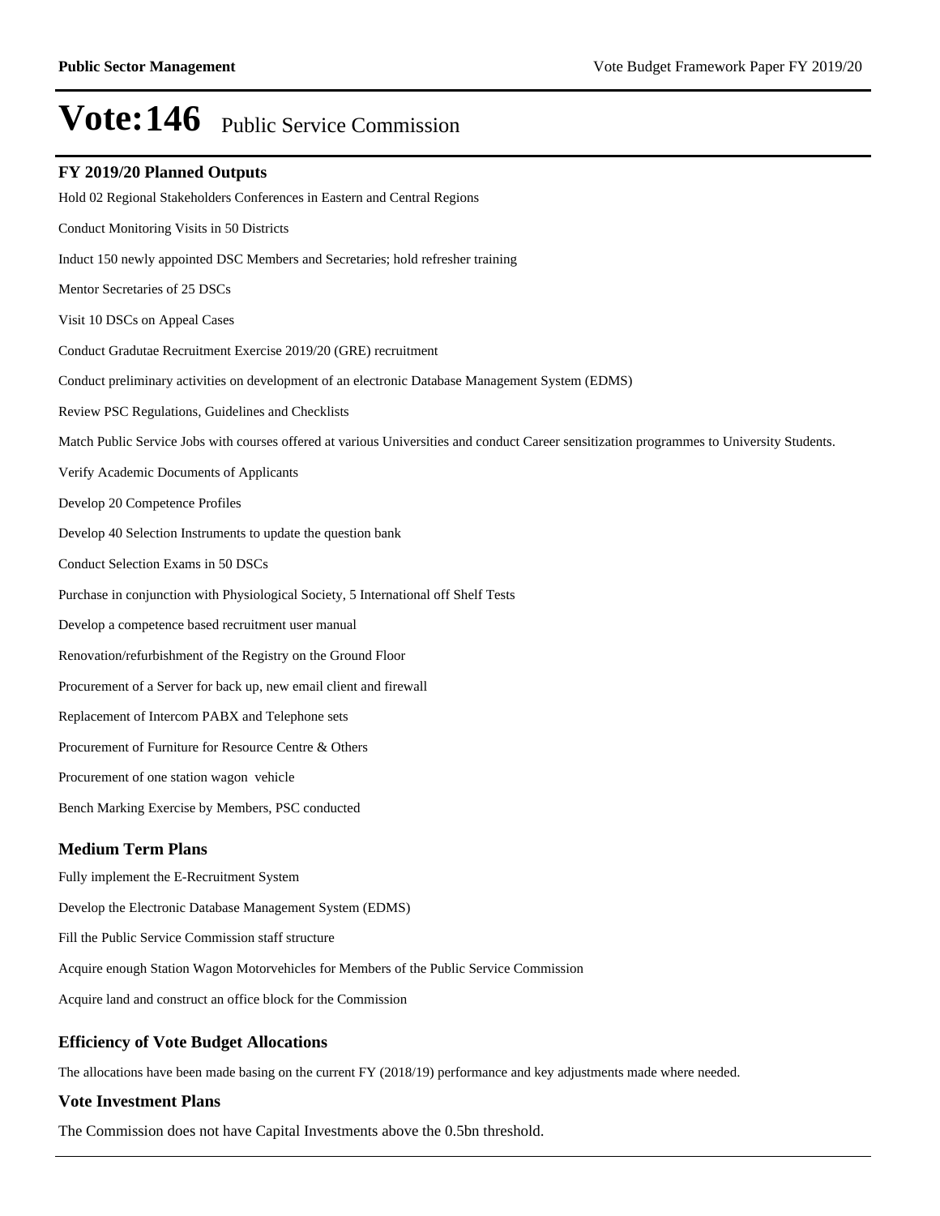# Vote:146 Public Service Commission

### FY 2019/20 Planned Outputs

Hold 02 Regional Stakeholders Conferences in Eastern and Central Regions

Conduct Monitoring Visits in 50 Districts

Induct 150 newly appointed DSC Members and Secretaries; hold refresher training

Mentor Secretaries of 25 DSCs

Visit 10 DSCs on Appeal Cases

Conduct Gradutae Recruitment Exercise 2019/20 (GRE) recruitment

Conduct preliminary activities on development of an electronic Database Management System (EDMS)

Review PSC Regulations, Guidelines and Checklists

Match Public Service Jobs with courses offered at various Universities and conduct Career sensitization programmes to University Students.

Verify Academic Documents of Applicants

Develop 20 Competence Profiles

Develop 40 Selection Instruments to update the question bank

Conduct Selection Exams in 50 DSCs

Purchase in conjunction with Physiological Society, 5 International off Shelf Tests

Develop a competence based recruitment user manual

Renovation/refurbishment of the Registry on the Ground Floor

Procurement of a Server for back up, new email client and firewall

Replacement of Intercom PABX and Telephone sets

Procurement of Furniture for Resource Centre & Others

Procurement of one station wagon vehicle

Bench Marking Exercise by Members, PSC conducted

### Medium Term Plans

Fully implement the E-Recruitment System

Develop the Electronic Database Management System (EDMS)

Fill the Public Service Commission staff structure

Acquire enough Station Wagon Motorvehicles for Members of the Public Service Commission

Acquire land and construct an office block for the Commission

### Efficiency of Vote Budget Allocations

The allocations have been made basing on the current FY (2018/19) performance and key adjustments made where needed.

### Vote Investment Plans

The Commission does not have Capital Investments above the 0.5bn threshold.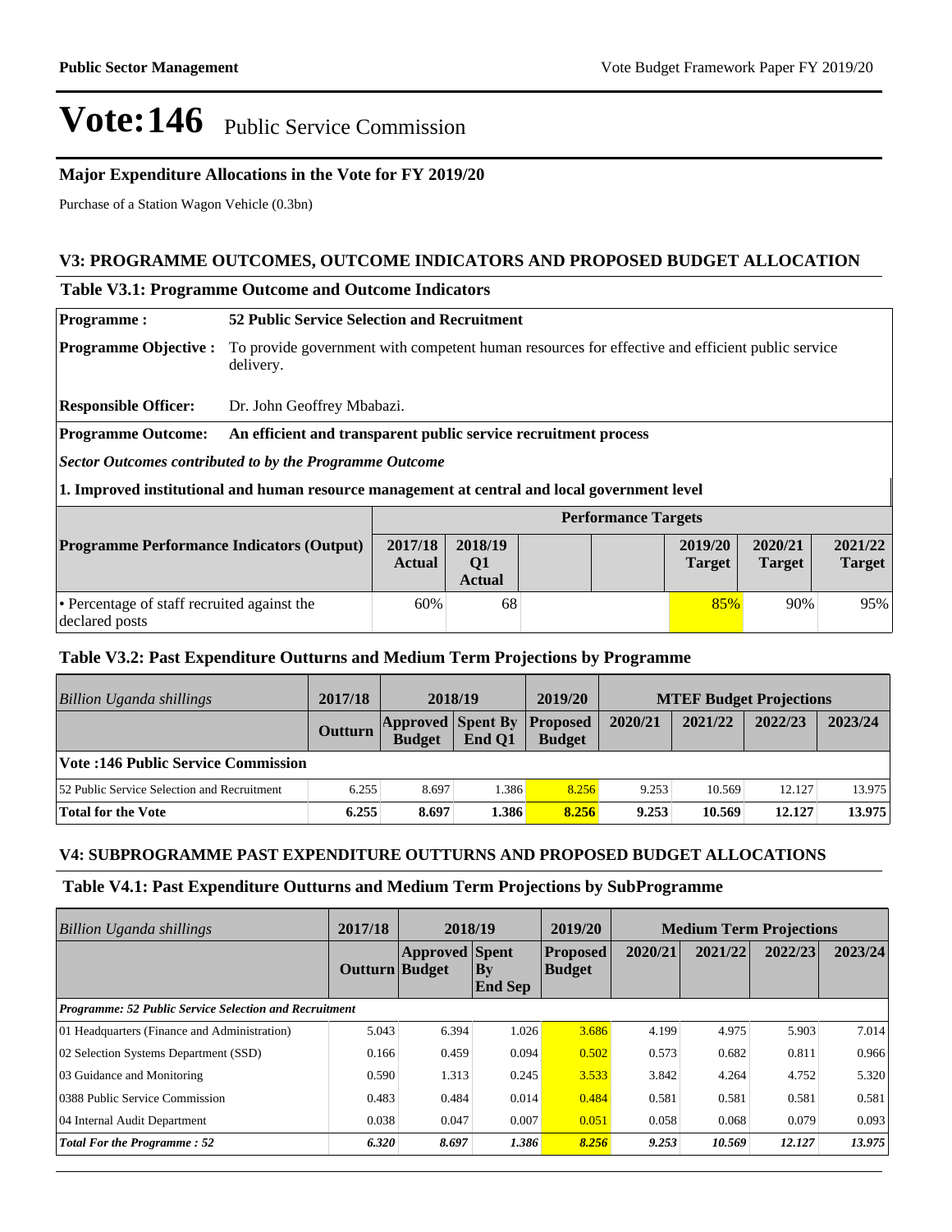# Vote:146 Public Service Commission

## Major Expenditure Allocations in the Vote for FY 2019/20

Purchase of a Station Wagon Vehicle (0.3bn)

## V3: PROGRAMME OUTCOMES, OUTCOME INDICATORS AND PROPOSED BUDGET ALLOCATION

### Table V3.1: Programme Outcome and Outcome Indicators

| | |
|---|---|
| **Programme :** | **52 Public Service Selection and Recruitment** |
| **Programme Objective :** | To provide government with competent human resources for effective and efficient public service delivery. |
| **Responsible Officer:** | Dr. John Geoffrey Mbabazi. |
| **Programme Outcome:** | **An efficient and transparent public service recruitment process** |

***Sector Outcomes contributed to by the Programme Outcome***

**1. Improved institutional and human resource management at central and local government level**

| | Performance Targets | | | | | | |
|---|---|---|---|---|---|---|---|
| **Programme Performance Indicators (Output)** | **2017/18 Actual** | **2018/19 Q1 Actual** | | | **2019/20 Target** | **2020/21 Target** | **2021/22 Target** |
| • Percentage of staff recruited against the declared posts | 60% | 68 | | | 85% | 90% | 95% |

### Table V3.2: Past Expenditure Outturns and Medium Term Projections by Programme

| *Billion Uganda shillings* | 2017/18 | 2018/19 | | 2019/20 | MTEF Budget Projections | | | |
|---|---|---|---|---|---|---|---|---|
| | Outturn | Approved Budget | Spent By End Q1 | Proposed Budget | 2020/21 | 2021/22 | 2022/23 | 2023/24 |
| **Vote :146 Public Service Commission** | | | | | | | | |
| 52 Public Service Selection and Recruitment | 6.255 | 8.697 | 1.386 | 8.256 | 9.253 | 10.569 | 12.127 | 13.975 |
| **Total for the Vote** | **6.255** | **8.697** | **1.386** | **8.256** | **9.253** | **10.569** | **12.127** | **13.975** |

## V4: SUBPROGRAMME PAST EXPENDITURE OUTTURNS AND PROPOSED BUDGET ALLOCATIONS

### Table V4.1: Past Expenditure Outturns and Medium Term Projections by SubProgramme

| *Billion Uganda shillings* | 2017/18 | 2018/19 | | 2019/20 | Medium Term Projections | | | |
|---|---|---|---|---|---|---|---|---|
| | Outturn | Approved Budget | Spent By End Sep | Proposed Budget | 2020/21 | 2021/22 | 2022/23 | 2023/24 |
| ***Programme: 52 Public Service Selection and Recruitment*** | | | | | | | | |
| 01 Headquarters (Finance and Administration) | 5.043 | 6.394 | 1.026 | 3.686 | 4.199 | 4.975 | 5.903 | 7.014 |
| 02 Selection Systems Department (SSD) | 0.166 | 0.459 | 0.094 | 0.502 | 0.573 | 0.682 | 0.811 | 0.966 |
| 03 Guidance and Monitoring | 0.590 | 1.313 | 0.245 | 3.533 | 3.842 | 4.264 | 4.752 | 5.320 |
| 0388 Public Service Commission | 0.483 | 0.484 | 0.014 | 0.484 | 0.581 | 0.581 | 0.581 | 0.581 |
| 04 Internal Audit Department | 0.038 | 0.047 | 0.007 | 0.051 | 0.058 | 0.068 | 0.079 | 0.093 |
| ***Total For the Programme : 52*** | ***6.320*** | ***8.697*** | ***1.386*** | ***8.256*** | ***9.253*** | ***10.569*** | ***12.127*** | ***13.975*** |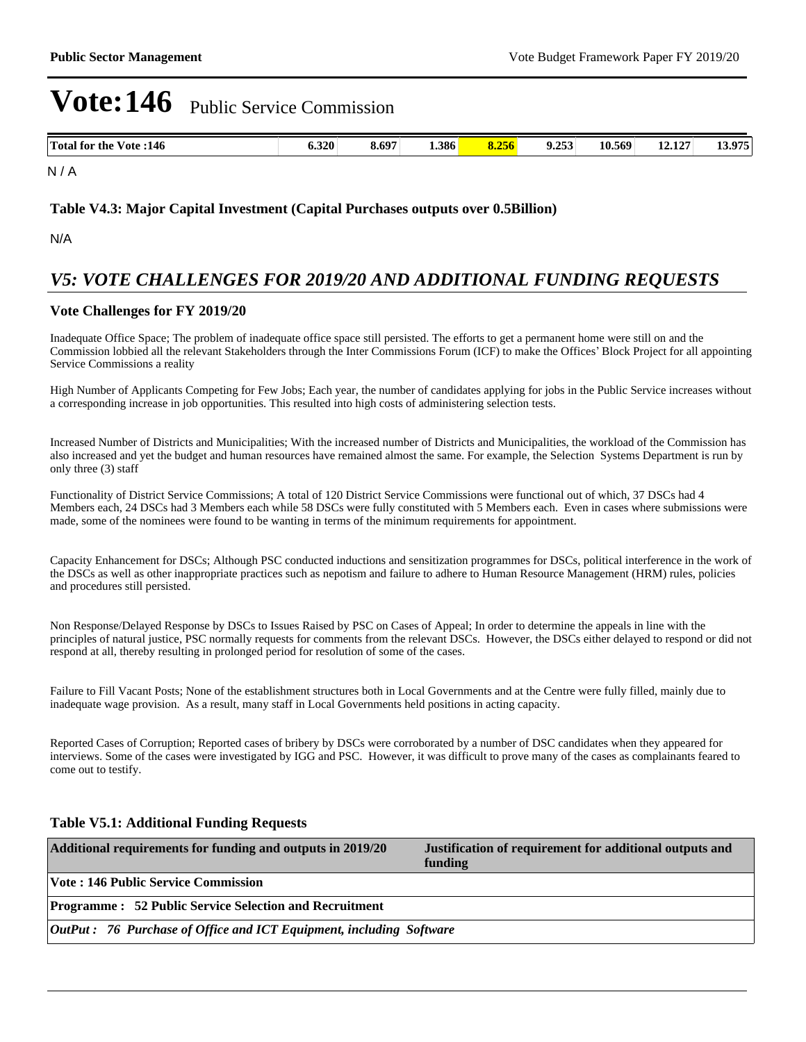# Vote:146 Public Service Commission

| Total for the Vote :146 | 6.320 | 8.697 | 1.386 | 8.256 | 9.253 | 10.569 | 12.127 | 13.975 |
|---|---|---|---|---|---|---|---|---|

N / A

### Table V4.3: Major Capital Investment (Capital Purchases outputs over 0.5Billion)

N/A

## *V5: VOTE CHALLENGES FOR 2019/20 AND ADDITIONAL FUNDING REQUESTS*

### Vote Challenges for FY 2019/20

Inadequate Office Space; The problem of inadequate office space still persisted. The efforts to get a permanent home were still on and the Commission lobbied all the relevant Stakeholders through the Inter Commissions Forum (ICF) to make the Offices' Block Project for all appointing Service Commissions a reality

High Number of Applicants Competing for Few Jobs; Each year, the number of candidates applying for jobs in the Public Service increases without a corresponding increase in job opportunities. This resulted into high costs of administering selection tests.

Increased Number of Districts and Municipalities; With the increased number of Districts and Municipalities, the workload of the Commission has also increased and yet the budget and human resources have remained almost the same. For example, the Selection Systems Department is run by only three (3) staff

Functionality of District Service Commissions; A total of 120 District Service Commissions were functional out of which, 37 DSCs had 4 Members each, 24 DSCs had 3 Members each while 58 DSCs were fully constituted with 5 Members each. Even in cases where submissions were made, some of the nominees were found to be wanting in terms of the minimum requirements for appointment.

Capacity Enhancement for DSCs; Although PSC conducted inductions and sensitization programmes for DSCs, political interference in the work of the DSCs as well as other inappropriate practices such as nepotism and failure to adhere to Human Resource Management (HRM) rules, policies and procedures still persisted.

Non Response/Delayed Response by DSCs to Issues Raised by PSC on Cases of Appeal; In order to determine the appeals in line with the principles of natural justice, PSC normally requests for comments from the relevant DSCs. However, the DSCs either delayed to respond or did not respond at all, thereby resulting in prolonged period for resolution of some of the cases.

Failure to Fill Vacant Posts; None of the establishment structures both in Local Governments and at the Centre were fully filled, mainly due to inadequate wage provision. As a result, many staff in Local Governments held positions in acting capacity.

Reported Cases of Corruption; Reported cases of bribery by DSCs were corroborated by a number of DSC candidates when they appeared for interviews. Some of the cases were investigated by IGG and PSC. However, it was difficult to prove many of the cases as complainants feared to come out to testify.

### Table V5.1: Additional Funding Requests

| Additional requirements for funding and outputs in 2019/20 | Justification of requirement for additional outputs and funding |
|---|---|
| **Vote : 146 Public Service Commission** | |
| **Programme : 52 Public Service Selection and Recruitment** | |
| ***OutPut : 76 Purchase of Office and ICT Equipment, including Software*** | |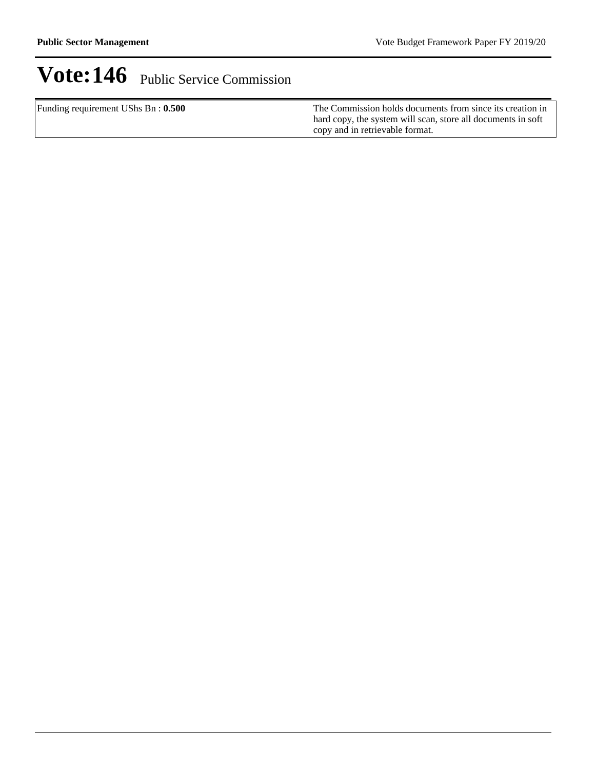# Vote:146 Public Service Commission

| | |
|---|---|
| Funding requirement UShs Bn : **0.500** | The Commission holds documents from since its creation in hard copy, the system will scan, store all documents in soft copy and in retrievable format. |